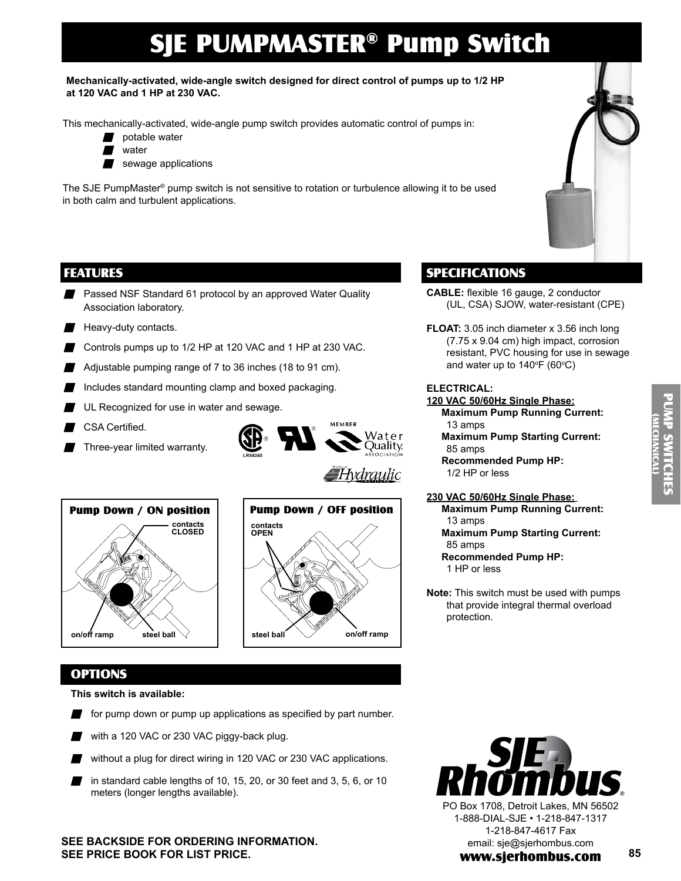# SJE PUMPMASTER® Pump Switch

**Mechanically-activated, wide-angle switch designed for direct control of pumps up to 1/2 HP at 120 VAC and 1 HP at 230 VAC.**

This mechanically-activated, wide-angle pump switch provides automatic control of pumps in:

- potable water
- water
- sewage applications

The SJE PumpMaster® pump switch is not sensitive to rotation or turbulence allowing it to be used in both calm and turbulent applications.

## FEATURES

- Passed NSF Standard 61 protocol by an approved Water Quality Association laboratory.
- Heavy-duty contacts.
- Controls pumps up to 1/2 HP at 120 VAC and 1 HP at 230 VAC.
- Adjustable pumping range of 7 to 36 inches (18 to 91 cm).
- Includes standard mounting clamp and boxed packaging.
- UL Recognized for use in water and sewage.
- CSA Certified.
- Three-year limited warranty.

**Pump Down / ON position**

contacts CLOSED — on/off ramp — steel ball

**Pump Down / OFF position**

contacts OPEN — steel ball — on/off ramp

## SPECIFICATIONS

**CABLE:** flexible 16 gauge, 2 conductor (UL, CSA) SJOW, water-resistant (CPE)

**FLOAT:** 3.05 inch diameter x 3.56 inch long (7.75 x 9.04 cm) high impact, corrosion resistant, PVC housing for use in sewage and water up to 140°F (60°C)

**ELECTRICAL:**

**120 VAC 50/60Hz Single Phase:**

- **Maximum Pump Running Current:** 13 amps
- **Maximum Pump Starting Current:** 85 amps
- **Recommended Pump HP:** 1/2 HP or less

**230 VAC 50/60Hz Single Phase:**

- **Maximum Pump Running Current:** 13 amps
- **Maximum Pump Starting Current:** 85 amps
- **Recommended Pump HP:** 1 HP or less

**Note:** This switch must be used with pumps that provide integral thermal overload protection.

## OPTIONS

**This switch is available:**

- for pump down or pump up applications as specified by part number.
- with a 120 VAC or 230 VAC piggy-back plug.
- without a plug for direct wiring in 120 VAC or 230 VAC applications.
- in standard cable lengths of 10, 15, 20, or 30 feet and 3, 5, 6, or 10 meters (longer lengths available).

**SEE BACKSIDE FOR ORDERING INFORMATION.**
**SEE PRICE BOOK FOR LIST PRICE.**

SJE Rhombus®
PO Box 1708, Detroit Lakes, MN 56502
1-888-DIAL-SJE • 1-218-847-1317
1-218-847-4617 Fax
email: sje@sjerhombus.com
**www.sjerhombus.com**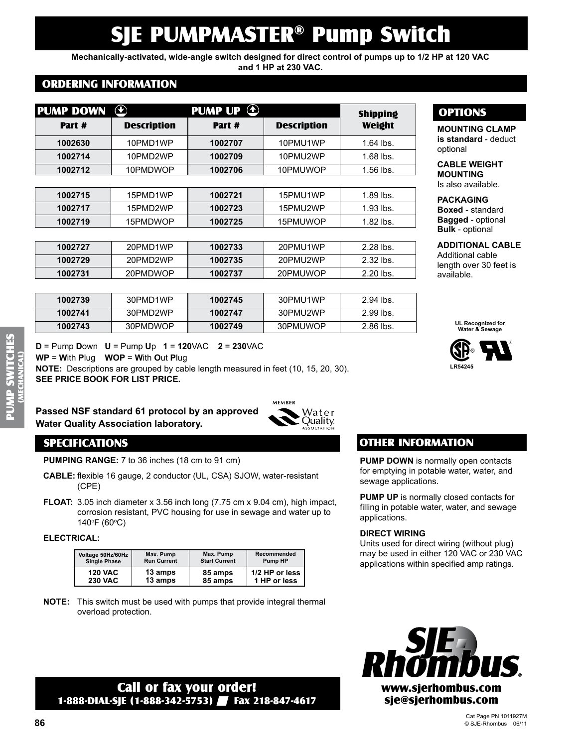# SJE PUMPMASTER® Pump Switch

**Mechanically-activated, wide-angle switch designed for direct control of pumps up to 1/2 HP at 120 VAC and 1 HP at 230 VAC.**

## ORDERING INFORMATION

| PUMP DOWN | | PUMP UP | | |
|---|---|---|---|---|
| **Part #** | **Description** | **Part #** | **Description** | **Shipping Weight** |
| **1002630** | 10PMD1WP | **1002707** | 10PMU1WP | 1.64 lbs. |
| **1002714** | 10PMD2WP | **1002709** | 10PMU2WP | 1.68 lbs. |
| **1002712** | 10PMDWOP | **1002706** | 10PMUWOP | 1.56 lbs. |
| **1002715** | 15PMD1WP | **1002721** | 15PMU1WP | 1.89 lbs. |
| **1002717** | 15PMD2WP | **1002723** | 15PMU2WP | 1.93 lbs. |
| **1002719** | 15PMDWOP | **1002725** | 15PMUWOP | 1.82 lbs. |
| **1002727** | 20PMD1WP | **1002733** | 20PMU1WP | 2.28 lbs. |
| **1002729** | 20PMD2WP | **1002735** | 20PMU2WP | 2.32 lbs. |
| **1002731** | 20PMDWOP | **1002737** | 20PMUWOP | 2.20 lbs. |
| **1002739** | 30PMD1WP | **1002745** | 30PMU1WP | 2.94 lbs. |
| **1002741** | 30PMD2WP | **1002747** | 30PMU2WP | 2.99 lbs. |
| **1002743** | 30PMDWOP | **1002749** | 30PMUWOP | 2.86 lbs. |

**D** = Pump **D**own **U** = Pump **U**p **1** = **120**VAC **2** = **230**VAC
**WP** = **W**ith **P**lug **WOP** = **W**ith **O**ut **P**lug
**NOTE:** Descriptions are grouped by cable length measured in feet (10, 15, 20, 30).
**SEE PRICE BOOK FOR LIST PRICE.**

## OPTIONS

**MOUNTING CLAMP is standard** - deduct optional

**CABLE WEIGHT MOUNTING**
Is also available.

**PACKAGING**
**Boxed** - standard
**Bagged** - optional
**Bulk** - optional

**ADDITIONAL CABLE**
Additional cable length over 30 feet is available.

UL Recognized for Water & Sewage
LR54245

**Passed NSF standard 61 protocol by an approved Water Quality Association laboratory.**

MEMBER Water Quality Association

## SPECIFICATIONS

**PUMPING RANGE:** 7 to 36 inches (18 cm to 91 cm)

**CABLE:** flexible 16 gauge, 2 conductor (UL, CSA) SJOW, water-resistant (CPE)

**FLOAT:** 3.05 inch diameter x 3.56 inch long (7.75 cm x 9.04 cm), high impact, corrosion resistant, PVC housing for use in sewage and water up to 140°F (60°C)

**ELECTRICAL:**

| Voltage 50Hz/60Hz Single Phase | Max. Pump Run Current | Max. Pump Start Current | Recommended Pump HP |
|---|---|---|---|
| **120 VAC** | **13 amps** | **85 amps** | **1/2 HP or less** |
| **230 VAC** | **13 amps** | **85 amps** | **1 HP or less** |

**NOTE:** This switch must be used with pumps that provide integral thermal overload protection.

## OTHER INFORMATION

**PUMP DOWN** is normally open contacts for emptying in potable water, water, and sewage applications.

**PUMP UP** is normally closed contacts for filling in potable water, water, and sewage applications.

**DIRECT WIRING**
Units used for direct wiring (without plug) may be used in either 120 VAC or 230 VAC applications within specified amp ratings.

**Call or fax your order!**
**1-888-DIAL-SJE (1-888-342-5753) / Fax 218-847-4617**

SJE Rhombus®
**www.sjerhombus.com**
**sje@sjerhombus.com**

Cat Page PN 1011927M
© SJE-Rhombus 06/11